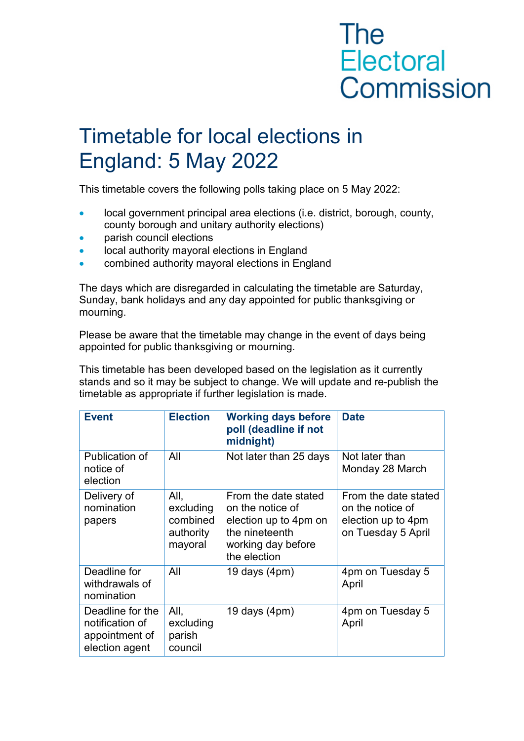The Electoral Commission

# Timetable for local elections in England: 5 May 2022

This timetable covers the following polls taking place on 5 May 2022:

- local government principal area elections (i.e. district, borough, county, county borough and unitary authority elections)
- parish council elections
- local authority mayoral elections in England
- combined authority mayoral elections in England

The days which are disregarded in calculating the timetable are Saturday, Sunday, bank holidays and any day appointed for public thanksgiving or mourning.

Please be aware that the timetable may change in the event of days being appointed for public thanksgiving or mourning.

This timetable has been developed based on the legislation as it currently stands and so it may be subject to change. We will update and re-publish the timetable as appropriate if further legislation is made.

| Event | Election | Working days before poll (deadline if not midnight) | Date |
| --- | --- | --- | --- |
| Publication of notice of election | All | Not later than 25 days | Not later than Monday 28 March |
| Delivery of nomination papers | All, excluding combined authority mayoral | From the date stated on the notice of election up to 4pm on the nineteenth working day before the election | From the date stated on the notice of election up to 4pm on Tuesday 5 April |
| Deadline for withdrawals of nomination | All | 19 days (4pm) | 4pm on Tuesday 5 April |
| Deadline for the notification of appointment of election agent | All, excluding parish council | 19 days (4pm) | 4pm on Tuesday 5 April |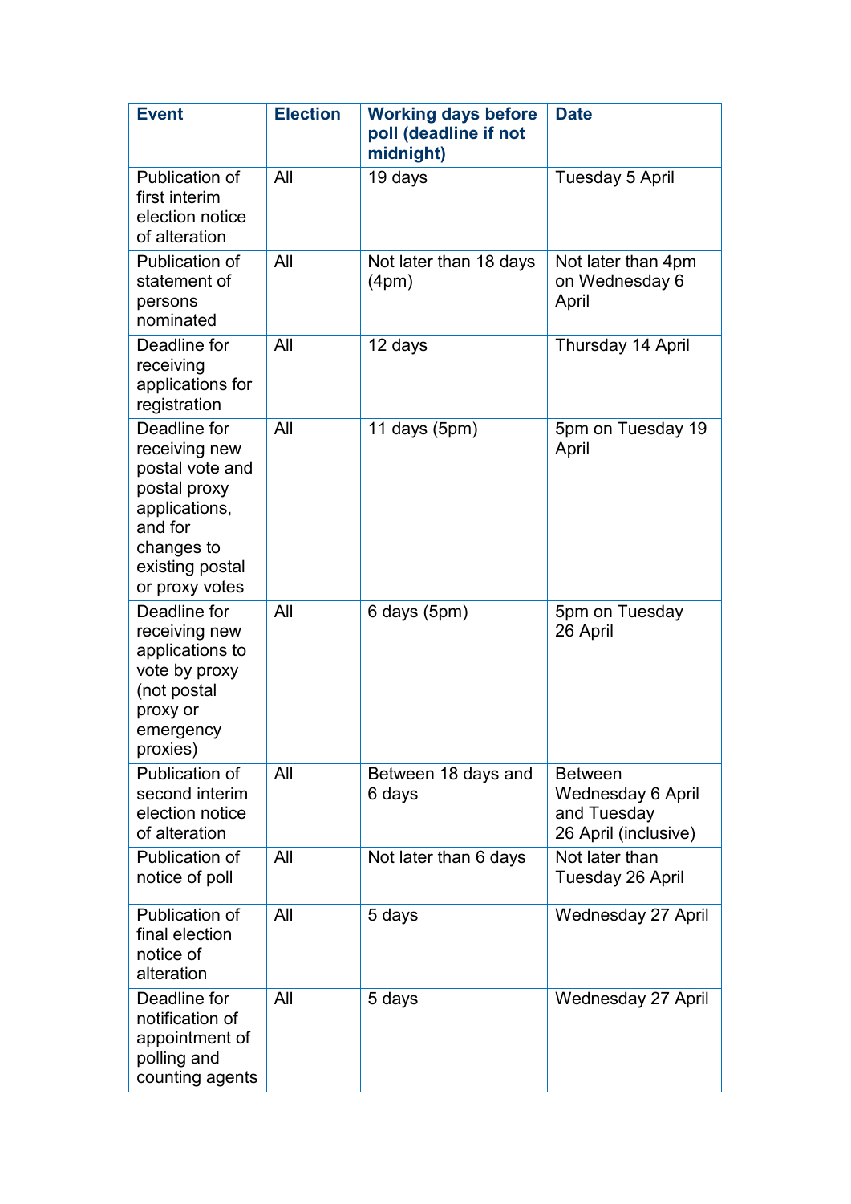| Event | Election | Working days before poll (deadline if not midnight) | Date |
|---|---|---|---|
| Publication of first interim election notice of alteration | All | 19 days | Tuesday 5 April |
| Publication of statement of persons nominated | All | Not later than 18 days (4pm) | Not later than 4pm on Wednesday 6 April |
| Deadline for receiving applications for registration | All | 12 days | Thursday 14 April |
| Deadline for receiving new postal vote and postal proxy applications, and for changes to existing postal or proxy votes | All | 11 days (5pm) | 5pm on Tuesday 19 April |
| Deadline for receiving new applications to vote by proxy (not postal proxy or emergency proxies) | All | 6 days (5pm) | 5pm on Tuesday 26 April |
| Publication of second interim election notice of alteration | All | Between 18 days and 6 days | Between Wednesday 6 April and Tuesday 26 April (inclusive) |
| Publication of notice of poll | All | Not later than 6 days | Not later than Tuesday 26 April |
| Publication of final election notice of alteration | All | 5 days | Wednesday 27 April |
| Deadline for notification of appointment of polling and counting agents | All | 5 days | Wednesday 27 April |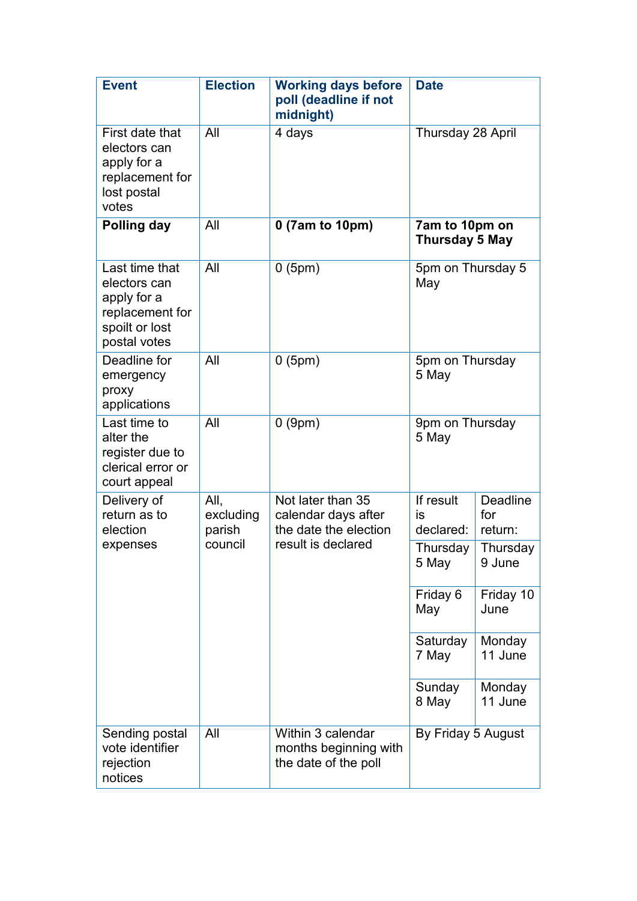| **Event** | **Election** | **Working days before poll (deadline if not midnight)** | **Date** | |
|---|---|---|---|---|
| First date that electors can apply for a replacement for lost postal votes | All | 4 days | Thursday 28 April | |
| **Polling day** | All | **0 (7am to 10pm)** | **7am to 10pm on Thursday 5 May** | |
| Last time that electors can apply for a replacement for spoilt or lost postal votes | All | 0 (5pm) | 5pm on Thursday 5 May | |
| Deadline for emergency proxy applications | All | 0 (5pm) | 5pm on Thursday 5 May | |
| Last time to alter the register due to clerical error or court appeal | All | 0 (9pm) | 9pm on Thursday 5 May | |
| Delivery of return as to election expenses | All, excluding parish council | Not later than 35 calendar days after the date the election result is declared | If result is declared: | Deadline for return: |
| | | | Thursday 5 May | Thursday 9 June |
| | | | Friday 6 May | Friday 10 June |
| | | | Saturday 7 May | Monday 11 June |
| | | | Sunday 8 May | Monday 11 June |
| Sending postal vote identifier rejection notices | All | Within 3 calendar months beginning with the date of the poll | By Friday 5 August | |